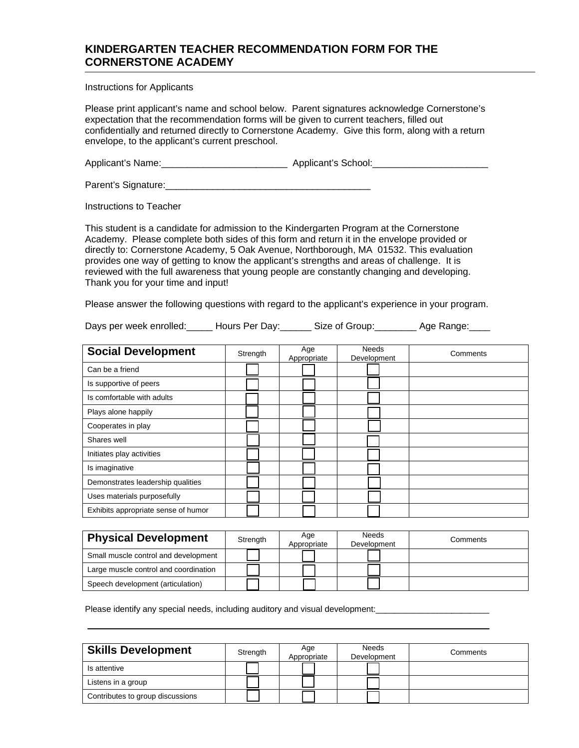# KINDERGARTEN TEACHER RECOMMENDATION FORM FOR THE CORNERSTONE ACADEMY

Instructions for Applicants

Please print applicant's name and school below. Parent signatures acknowledge Cornerstone's expectation that the recommendation forms will be given to current teachers, filled out confidentially and returned directly to Cornerstone Academy. Give this form, along with a return envelope, to the applicant's current preschool.

Applicant's Name:________________________ Applicant's School:______________________

Parent's Signature:________________________________________

Instructions to Teacher

This student is a candidate for admission to the Kindergarten Program at the Cornerstone Academy. Please complete both sides of this form and return it in the envelope provided or directly to: Cornerstone Academy, 5 Oak Avenue, Northborough, MA 01532. This evaluation provides one way of getting to know the applicant's strengths and areas of challenge. It is reviewed with the full awareness that young people are constantly changing and developing. Thank you for your time and input!

Please answer the following questions with regard to the applicant's experience in your program.

Days per week enrolled:_____ Hours Per Day:______ Size of Group:________ Age Range:____

| Social Development | Strength | Age Appropriate | Needs Development | Comments |
|---|---|---|---|---|
| Can be a friend | ☐ | ☐ | ☐ | |
| Is supportive of peers | ☐ | ☐ | ☐ | |
| Is comfortable with adults | ☐ | ☐ | ☐ | |
| Plays alone happily | ☐ | ☐ | ☐ | |
| Cooperates in play | ☐ | ☐ | ☐ | |
| Shares well | ☐ | ☐ | ☐ | |
| Initiates play activities | ☐ | ☐ | ☐ | |
| Is imaginative | ☐ | ☐ | ☐ | |
| Demonstrates leadership qualities | ☐ | ☐ | ☐ | |
| Uses materials purposefully | ☐ | ☐ | ☐ | |
| Exhibits appropriate sense of humor | ☐ | ☐ | ☐ | |

| Physical Development | Strength | Age Appropriate | Needs Development | Comments |
|---|---|---|---|---|
| Small muscle control and development | ☐ | ☐ | ☐ | |
| Large muscle control and coordination | ☐ | ☐ | ☐ | |
| Speech development (articulation) | ☐ | ☐ | ☐ | |

Please identify any special needs, including auditory and visual development:________________________

________________________________________________________________________

| Skills Development | Strength | Age Appropriate | Needs Development | Comments |
|---|---|---|---|---|
| Is attentive | ☐ | ☐ | ☐ | |
| Listens in a group | ☐ | ☐ | ☐ | |
| Contributes to group discussions | ☐ | ☐ | ☐ | |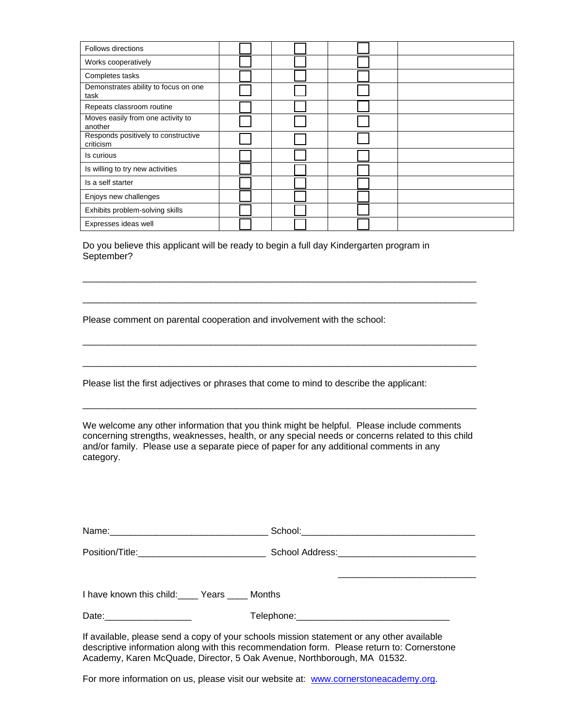| | | | | |
|---|---|---|---|---|
| Follows directions | ☐ | ☐ | ☐ | |
| Works cooperatively | ☐ | ☐ | ☐ | |
| Completes tasks | ☐ | ☐ | ☐ | |
| Demonstrates ability to focus on one task | ☐ | ☐ | ☐ | |
| Repeats classroom routine | ☐ | ☐ | ☐ | |
| Moves easily from one activity to another | ☐ | ☐ | ☐ | |
| Responds positively to constructive criticism | ☐ | ☐ | ☐ | |
| Is curious | ☐ | ☐ | ☐ | |
| Is willing to try new activities | ☐ | ☐ | ☐ | |
| Is a self starter | ☐ | ☐ | ☐ | |
| Enjoys new challenges | ☐ | ☐ | ☐ | |
| Exhibits problem-solving skills | ☐ | ☐ | ☐ | |
| Expresses ideas well | ☐ | ☐ | ☐ | |

Do you believe this applicant will be ready to begin a full day Kindergarten program in September?

_______________________________________________________________________________

_______________________________________________________________________________

Please comment on parental cooperation and involvement with the school:

_______________________________________________________________________________

_______________________________________________________________________________

Please list the first adjectives or phrases that come to mind to describe the applicant:

_______________________________________________________________________________

We welcome any other information that you think might be helpful. Please include comments concerning strengths, weaknesses, health, or any special needs or concerns related to this child and/or family. Please use a separate piece of paper for any additional comments in any category.

Name:______________________________ School:_________________________________

Position/Title:________________________ School Address:__________________________

__________________________

I have known this child:____ Years ____ Months

Date:_________________ Telephone:_____________________________

If available, please send a copy of your schools mission statement or any other available descriptive information along with this recommendation form. Please return to: Cornerstone Academy, Karen McQuade, Director, 5 Oak Avenue, Northborough, MA 01532.

For more information on us, please visit our website at: www.cornerstoneacademy.org.